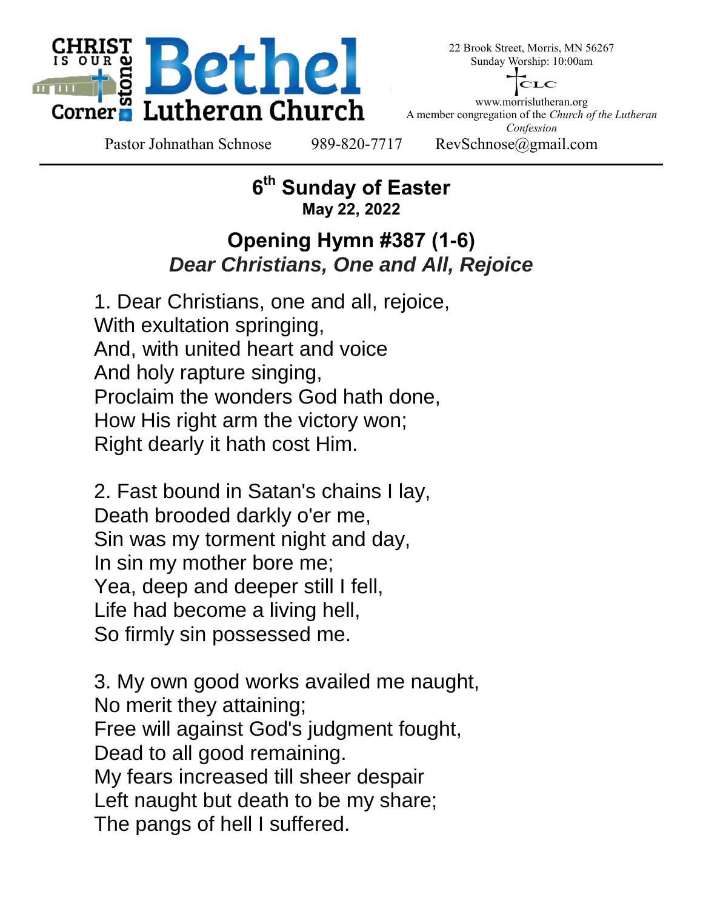CHRIST IS OUR Corner stone **Bethel Lutheran Church**

22 Brook Street, Morris, MN 56267
Sunday Worship: 10:00am

CLC

www.morrislutheran.org
A member congregation of the *Church of the Lutheran Confession*

Pastor Johnathan Schnose    989-820-7717    RevSchnose@gmail.com

---

# 6th Sunday of Easter

**May 22, 2022**

## Opening Hymn #387 (1-6)

### *Dear Christians, One and All, Rejoice*

1. Dear Christians, one and all, rejoice,
With exultation springing,
And, with united heart and voice
And holy rapture singing,
Proclaim the wonders God hath done,
How His right arm the victory won;
Right dearly it hath cost Him.

2. Fast bound in Satan's chains I lay,
Death brooded darkly o'er me,
Sin was my torment night and day,
In sin my mother bore me;
Yea, deep and deeper still I fell,
Life had become a living hell,
So firmly sin possessed me.

3. My own good works availed me naught,
No merit they attaining;
Free will against God's judgment fought,
Dead to all good remaining.
My fears increased till sheer despair
Left naught but death to be my share;
The pangs of hell I suffered.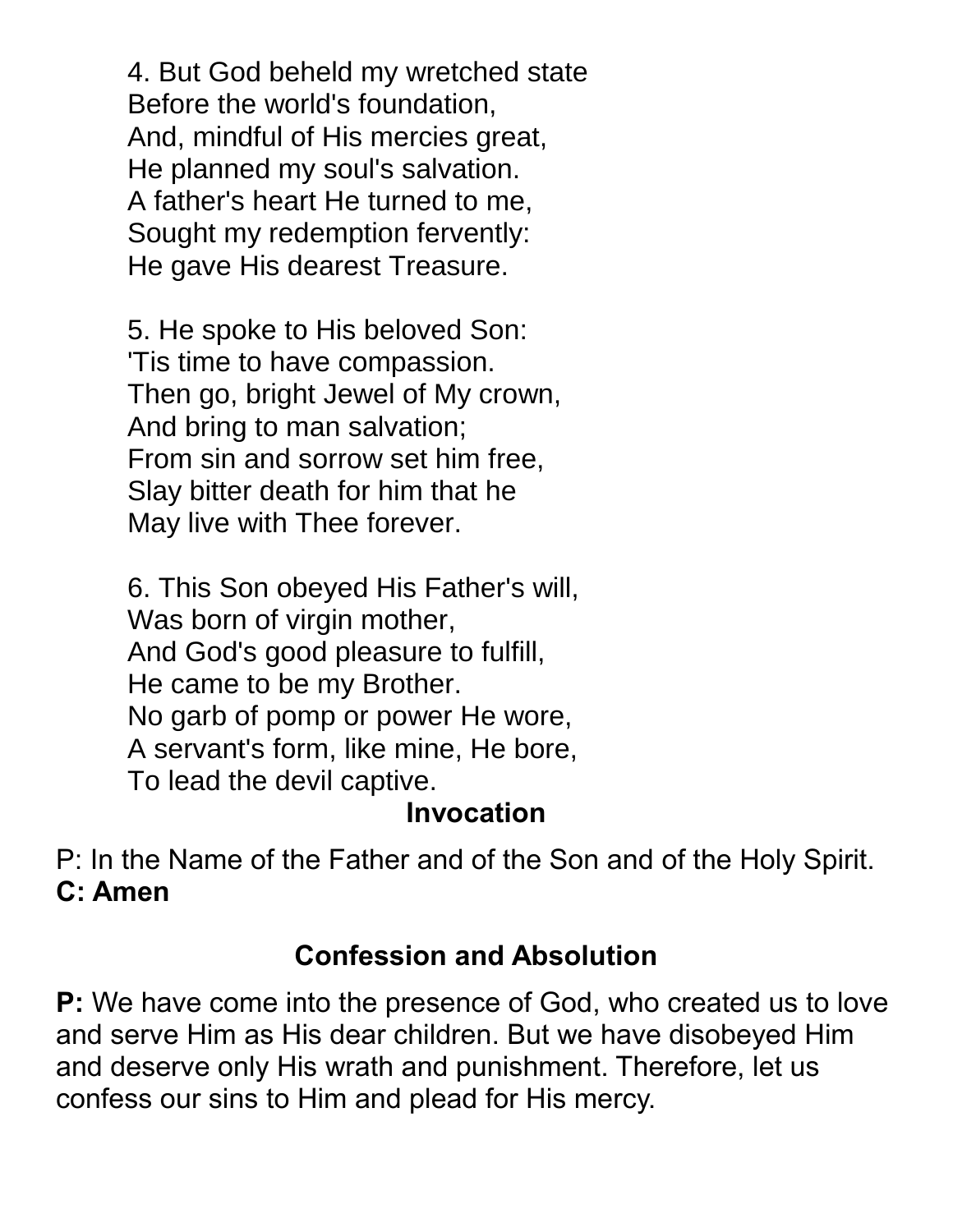4. But God beheld my wretched state  
Before the world's foundation,  
And, mindful of His mercies great,  
He planned my soul's salvation.  
A father's heart He turned to me,  
Sought my redemption fervently:  
He gave His dearest Treasure.

5. He spoke to His beloved Son:  
'Tis time to have compassion.  
Then go, bright Jewel of My crown,  
And bring to man salvation;  
From sin and sorrow set him free,  
Slay bitter death for him that he  
May live with Thee forever.

6. This Son obeyed His Father's will,  
Was born of virgin mother,  
And God's good pleasure to fulfill,  
He came to be my Brother.  
No garb of pomp or power He wore,  
A servant's form, like mine, He bore,  
To lead the devil captive.

## Invocation

P: In the Name of the Father and of the Son and of the Holy Spirit.  
**C: Amen**

## Confession and Absolution

**P:** We have come into the presence of God, who created us to love and serve Him as His dear children. But we have disobeyed Him and deserve only His wrath and punishment. Therefore, let us confess our sins to Him and plead for His mercy.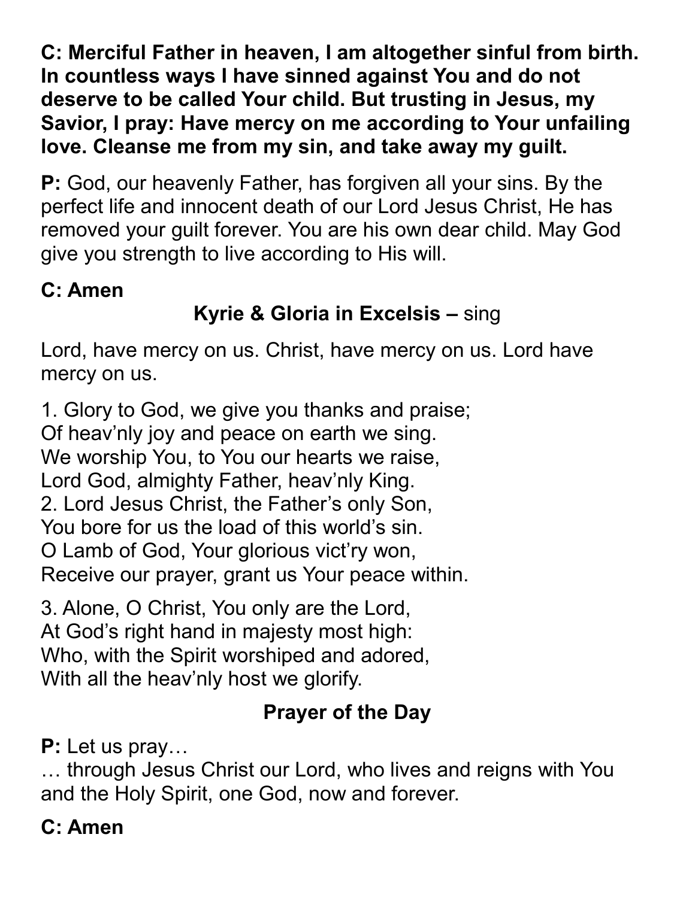**C: Merciful Father in heaven, I am altogether sinful from birth. In countless ways I have sinned against You and do not deserve to be called Your child. But trusting in Jesus, my Savior, I pray: Have mercy on me according to Your unfailing love. Cleanse me from my sin, and take away my guilt.**

**P:** God, our heavenly Father, has forgiven all your sins. By the perfect life and innocent death of our Lord Jesus Christ, He has removed your guilt forever. You are his own dear child. May God give you strength to live according to His will.

**C: Amen**

**Kyrie & Gloria in Excelsis –** sing

Lord, have mercy on us. Christ, have mercy on us. Lord have mercy on us.

1. Glory to God, we give you thanks and praise;
Of heav'nly joy and peace on earth we sing.
We worship You, to You our hearts we raise,
Lord God, almighty Father, heav'nly King.
2. Lord Jesus Christ, the Father's only Son,
You bore for us the load of this world's sin.
O Lamb of God, Your glorious vict'ry won,
Receive our prayer, grant us Your peace within.

3. Alone, O Christ, You only are the Lord,
At God's right hand in majesty most high:
Who, with the Spirit worshiped and adored,
With all the heav'nly host we glorify.

**Prayer of the Day**

**P:** Let us pray…
… through Jesus Christ our Lord, who lives and reigns with You and the Holy Spirit, one God, now and forever.

**C: Amen**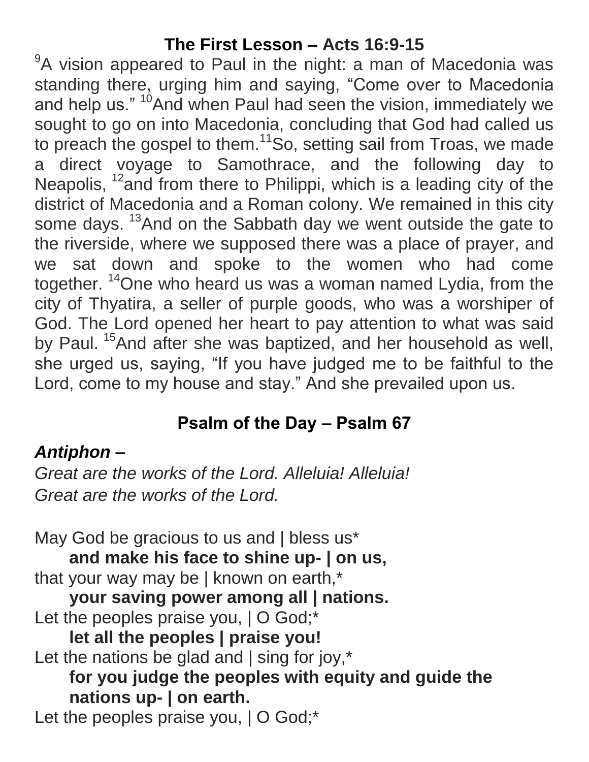## The First Lesson – Acts 16:9-15

[9]A vision appeared to Paul in the night: a man of Macedonia was standing there, urging him and saying, “Come over to Macedonia and help us.” [10]And when Paul had seen the vision, immediately we sought to go on into Macedonia, concluding that God had called us to preach the gospel to them.[11]So, setting sail from Troas, we made a direct voyage to Samothrace, and the following day to Neapolis, [12]and from there to Philippi, which is a leading city of the district of Macedonia and a Roman colony. We remained in this city some days. [13]And on the Sabbath day we went outside the gate to the riverside, where we supposed there was a place of prayer, and we sat down and spoke to the women who had come together. [14]One who heard us was a woman named Lydia, from the city of Thyatira, a seller of purple goods, who was a worshiper of God. The Lord opened her heart to pay attention to what was said by Paul. [15]And after she was baptized, and her household as well, she urged us, saying, “If you have judged me to be faithful to the Lord, come to my house and stay.” And she prevailed upon us.

## Psalm of the Day – Psalm 67

***Antiphon –***

*Great are the works of the Lord. Alleluia! Alleluia!*
*Great are the works of the Lord.*

May God be gracious to us and | bless us*
**and make his face to shine up- | on us,**
that your way may be | known on earth,*
**your saving power among all | nations.**
Let the peoples praise you, | O God;*
**let all the peoples | praise you!**
Let the nations be glad and | sing for joy,*
**for you judge the peoples with equity and guide the nations up- | on earth.**
Let the peoples praise you, | O God;*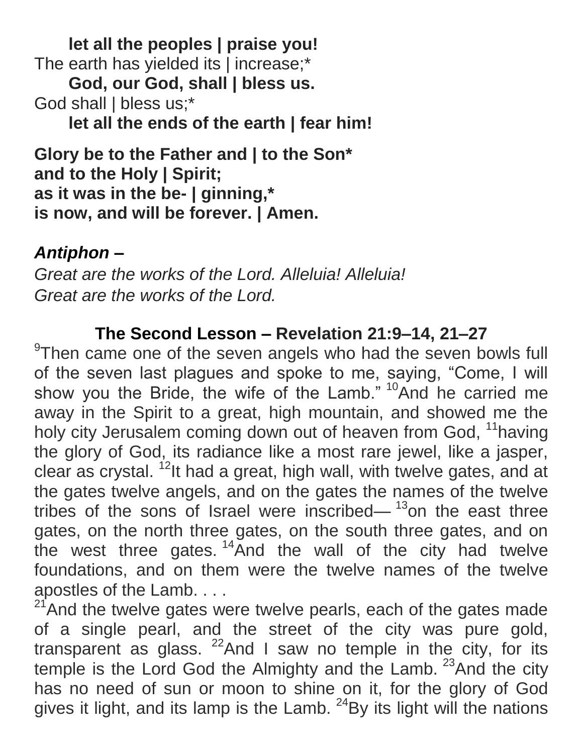**let all the peoples | praise you!**
The earth has yielded its | increase;*
**God, our God, shall | bless us.**
God shall | bless us;*
**let all the ends of the earth | fear him!**

**Glory be to the Father and | to the Son***
**and to the Holy | Spirit;**
**as it was in the be- | ginning,***
**is now, and will be forever. | Amen.**

***Antiphon –***
*Great are the works of the Lord. Alleluia! Alleluia!*
*Great are the works of the Lord.*

### The Second Lesson – Revelation 21:9–14, 21–27

[9]Then came one of the seven angels who had the seven bowls full of the seven last plagues and spoke to me, saying, "Come, I will show you the Bride, the wife of the Lamb." [10]And he carried me away in the Spirit to a great, high mountain, and showed me the holy city Jerusalem coming down out of heaven from God, [11]having the glory of God, its radiance like a most rare jewel, like a jasper, clear as crystal. [12]It had a great, high wall, with twelve gates, and at the gates twelve angels, and on the gates the names of the twelve tribes of the sons of Israel were inscribed— [13]on the east three gates, on the north three gates, on the south three gates, and on the west three gates. [14]And the wall of the city had twelve foundations, and on them were the twelve names of the twelve apostles of the Lamb. . . .
[21]And the twelve gates were twelve pearls, each of the gates made of a single pearl, and the street of the city was pure gold, transparent as glass. [22]And I saw no temple in the city, for its temple is the Lord God the Almighty and the Lamb. [23]And the city has no need of sun or moon to shine on it, for the glory of God gives it light, and its lamp is the Lamb. [24]By its light will the nations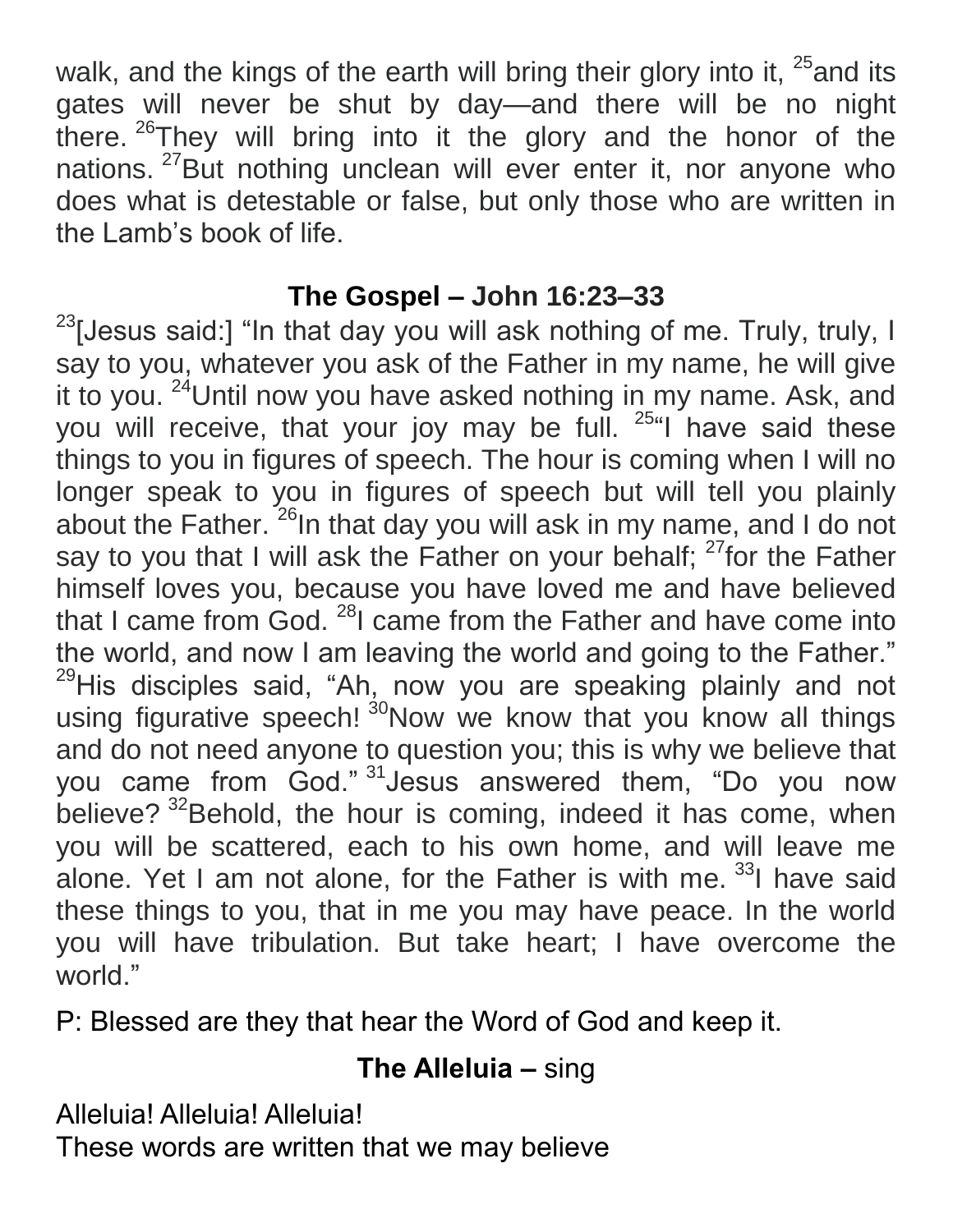walk, and the kings of the earth will bring their glory into it, [25]and its gates will never be shut by day—and there will be no night there. [26]They will bring into it the glory and the honor of the nations. [27]But nothing unclean will ever enter it, nor anyone who does what is detestable or false, but only those who are written in the Lamb's book of life.

## The Gospel – John 16:23–33

[23][Jesus said:] "In that day you will ask nothing of me. Truly, truly, I say to you, whatever you ask of the Father in my name, he will give it to you. [24]Until now you have asked nothing in my name. Ask, and you will receive, that your joy may be full. [25]"I have said these things to you in figures of speech. The hour is coming when I will no longer speak to you in figures of speech but will tell you plainly about the Father. [26]In that day you will ask in my name, and I do not say to you that I will ask the Father on your behalf; [27]for the Father himself loves you, because you have loved me and have believed that I came from God. [28]I came from the Father and have come into the world, and now I am leaving the world and going to the Father." [29]His disciples said, "Ah, now you are speaking plainly and not using figurative speech! [30]Now we know that you know all things and do not need anyone to question you; this is why we believe that you came from God." [31]Jesus answered them, "Do you now believe? [32]Behold, the hour is coming, indeed it has come, when you will be scattered, each to his own home, and will leave me alone. Yet I am not alone, for the Father is with me. [33]I have said these things to you, that in me you may have peace. In the world you will have tribulation. But take heart; I have overcome the world."

P: Blessed are they that hear the Word of God and keep it.

## **The Alleluia –** sing

Alleluia! Alleluia! Alleluia!
These words are written that we may believe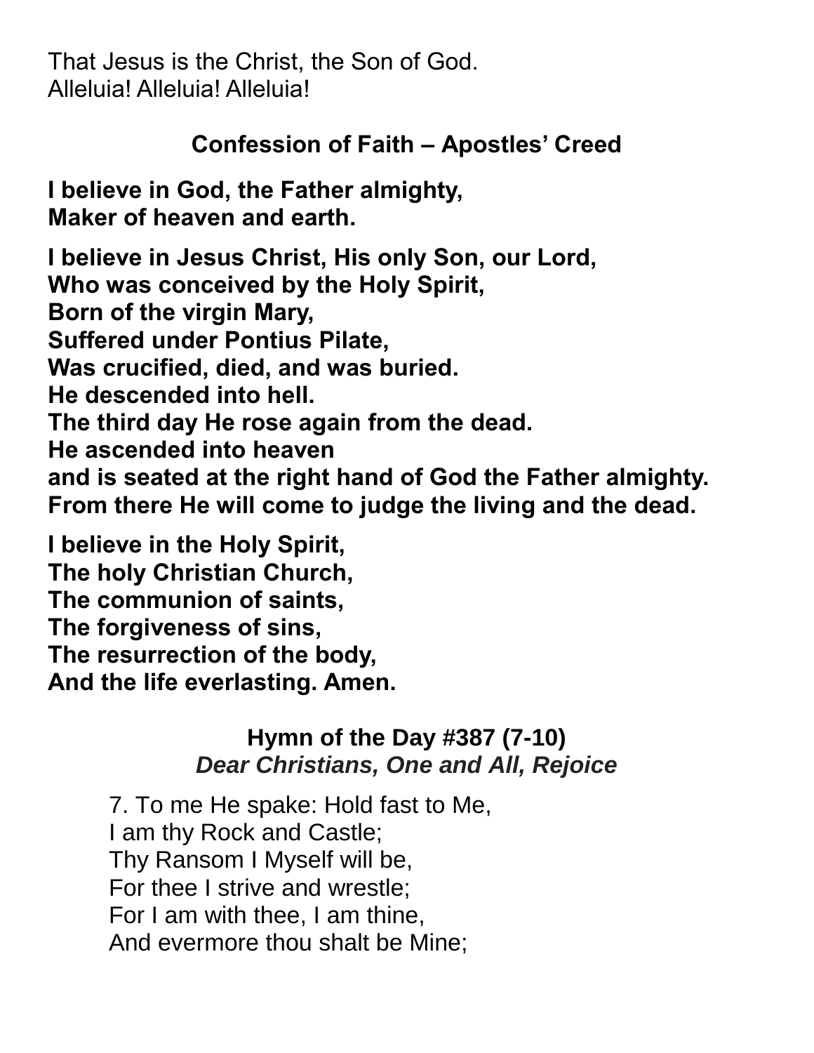That Jesus is the Christ, the Son of God.
Alleluia! Alleluia! Alleluia!

## Confession of Faith – Apostles' Creed

**I believe in God, the Father almighty,**
**Maker of heaven and earth.**

**I believe in Jesus Christ, His only Son, our Lord,**
**Who was conceived by the Holy Spirit,**
**Born of the virgin Mary,**
**Suffered under Pontius Pilate,**
**Was crucified, died, and was buried.**
**He descended into hell.**
**The third day He rose again from the dead.**
**He ascended into heaven**
**and is seated at the right hand of God the Father almighty.**
**From there He will come to judge the living and the dead.**

**I believe in the Holy Spirit,**
**The holy Christian Church,**
**The communion of saints,**
**The forgiveness of sins,**
**The resurrection of the body,**
**And the life everlasting. Amen.**

## Hymn of the Day #387 (7-10)

***Dear Christians, One and All, Rejoice***

7. To me He spake: Hold fast to Me,
I am thy Rock and Castle;
Thy Ransom I Myself will be,
For thee I strive and wrestle;
For I am with thee, I am thine,
And evermore thou shalt be Mine;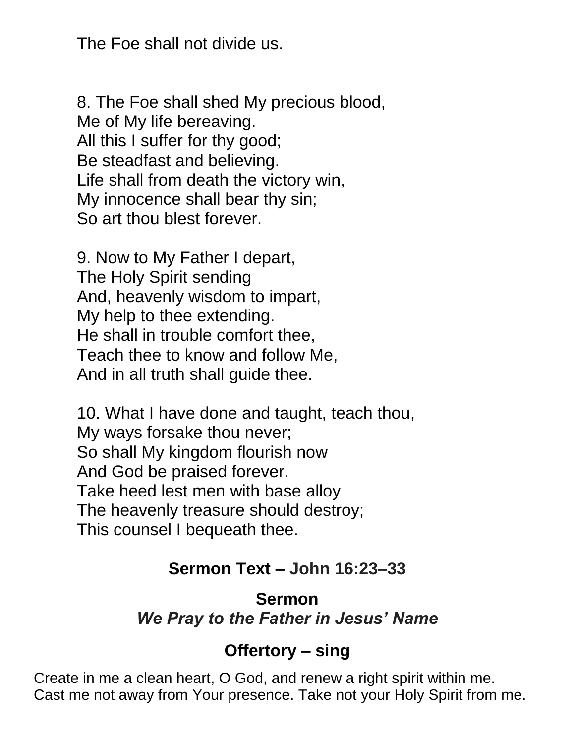The Foe shall not divide us.

8. The Foe shall shed My precious blood,
Me of My life bereaving.
All this I suffer for thy good;
Be steadfast and believing.
Life shall from death the victory win,
My innocence shall bear thy sin;
So art thou blest forever.

9. Now to My Father I depart,
The Holy Spirit sending
And, heavenly wisdom to impart,
My help to thee extending.
He shall in trouble comfort thee,
Teach thee to know and follow Me,
And in all truth shall guide thee.

10. What I have done and taught, teach thou,
My ways forsake thou never;
So shall My kingdom flourish now
And God be praised forever.
Take heed lest men with base alloy
The heavenly treasure should destroy;
This counsel I bequeath thee.

## Sermon Text – John 16:23–33

## Sermon
### *We Pray to the Father in Jesus' Name*

## Offertory – sing

Create in me a clean heart, O God, and renew a right spirit within me.
Cast me not away from Your presence. Take not your Holy Spirit from me.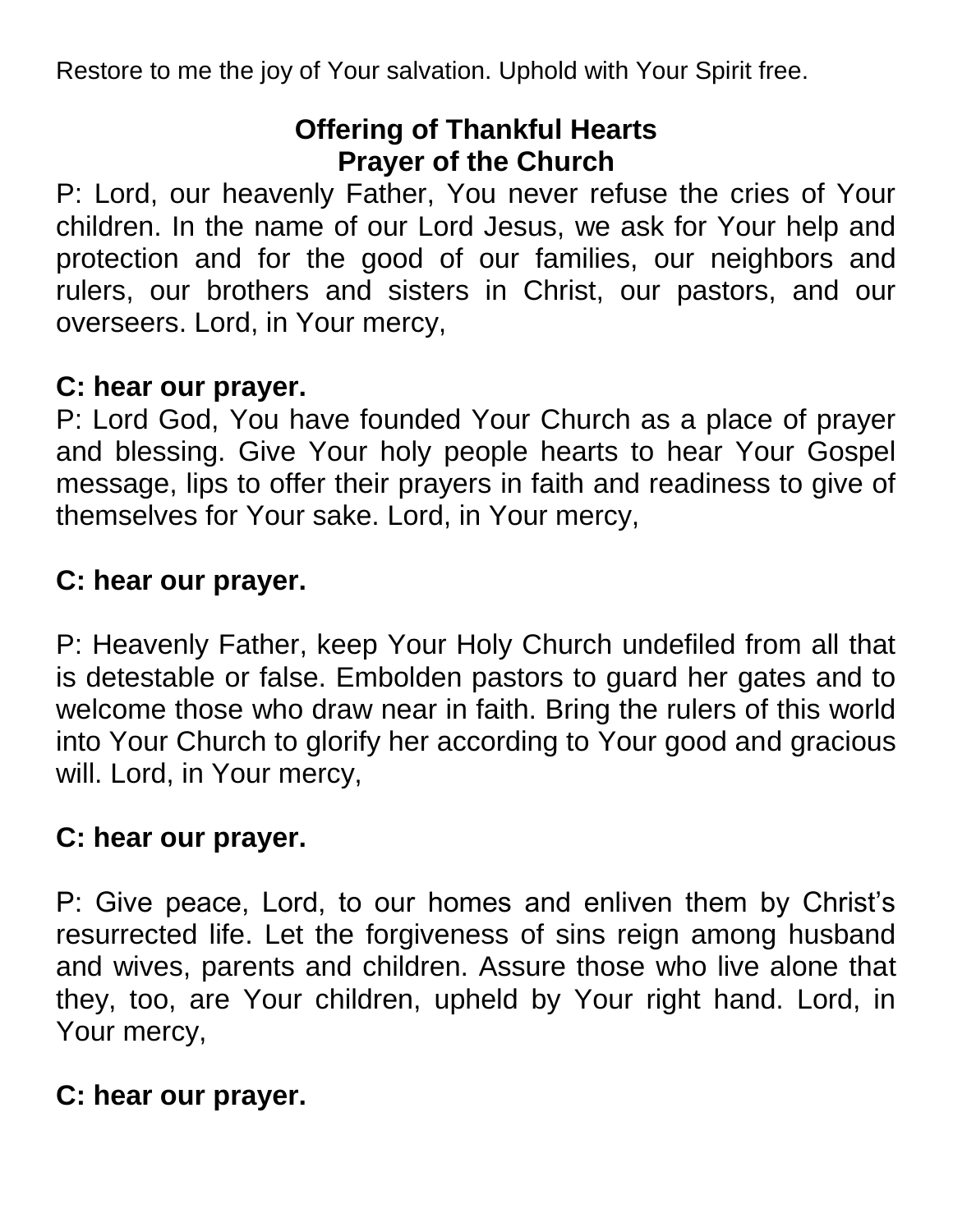Restore to me the joy of Your salvation. Uphold with Your Spirit free.

## Offering of Thankful Hearts
## Prayer of the Church

P: Lord, our heavenly Father, You never refuse the cries of Your children. In the name of our Lord Jesus, we ask for Your help and protection and for the good of our families, our neighbors and rulers, our brothers and sisters in Christ, our pastors, and our overseers. Lord, in Your mercy,

**C: hear our prayer.**

P: Lord God, You have founded Your Church as a place of prayer and blessing. Give Your holy people hearts to hear Your Gospel message, lips to offer their prayers in faith and readiness to give of themselves for Your sake. Lord, in Your mercy,

**C: hear our prayer.**

P: Heavenly Father, keep Your Holy Church undefiled from all that is detestable or false. Embolden pastors to guard her gates and to welcome those who draw near in faith. Bring the rulers of this world into Your Church to glorify her according to Your good and gracious will. Lord, in Your mercy,

**C: hear our prayer.**

P: Give peace, Lord, to our homes and enliven them by Christ's resurrected life. Let the forgiveness of sins reign among husband and wives, parents and children. Assure those who live alone that they, too, are Your children, upheld by Your right hand. Lord, in Your mercy,

**C: hear our prayer.**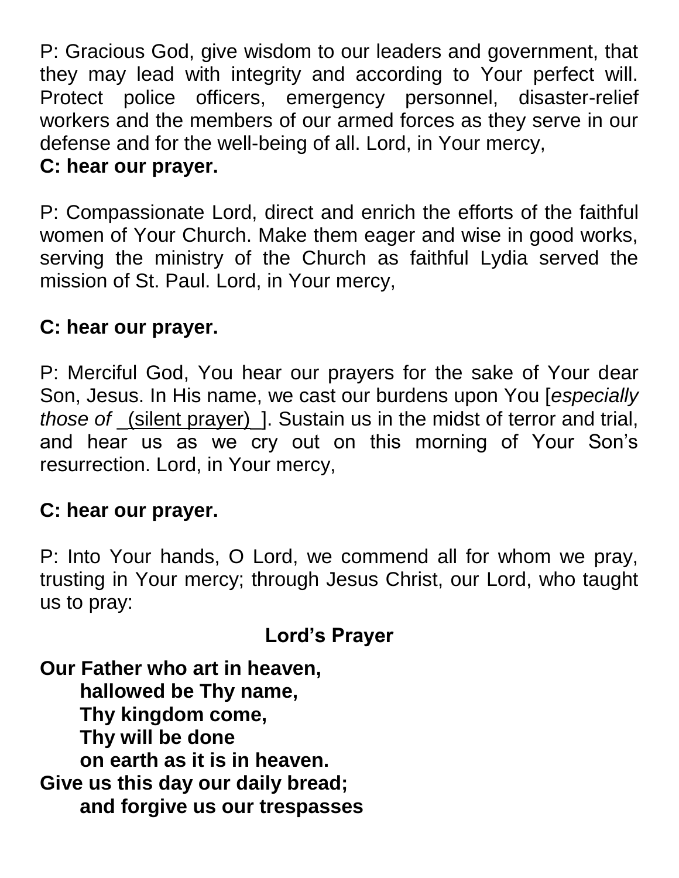P: Gracious God, give wisdom to our leaders and government, that they may lead with integrity and according to Your perfect will. Protect police officers, emergency personnel, disaster-relief workers and the members of our armed forces as they serve in our defense and for the well-being of all. Lord, in Your mercy,
**C: hear our prayer.**

P: Compassionate Lord, direct and enrich the efforts of the faithful women of Your Church. Make them eager and wise in good works, serving the ministry of the Church as faithful Lydia served the mission of St. Paul. Lord, in Your mercy,

**C: hear our prayer.**

P: Merciful God, You hear our prayers for the sake of Your dear Son, Jesus. In His name, we cast our burdens upon You [*especially those of* _(silent prayer)_]. Sustain us in the midst of terror and trial, and hear us as we cry out on this morning of Your Son's resurrection. Lord, in Your mercy,

**C: hear our prayer.**

P: Into Your hands, O Lord, we commend all for whom we pray, trusting in Your mercy; through Jesus Christ, our Lord, who taught us to pray:

## Lord's Prayer

**Our Father who art in heaven,**
**hallowed be Thy name,**
**Thy kingdom come,**
**Thy will be done**
**on earth as it is in heaven.**
**Give us this day our daily bread;**
**and forgive us our trespasses**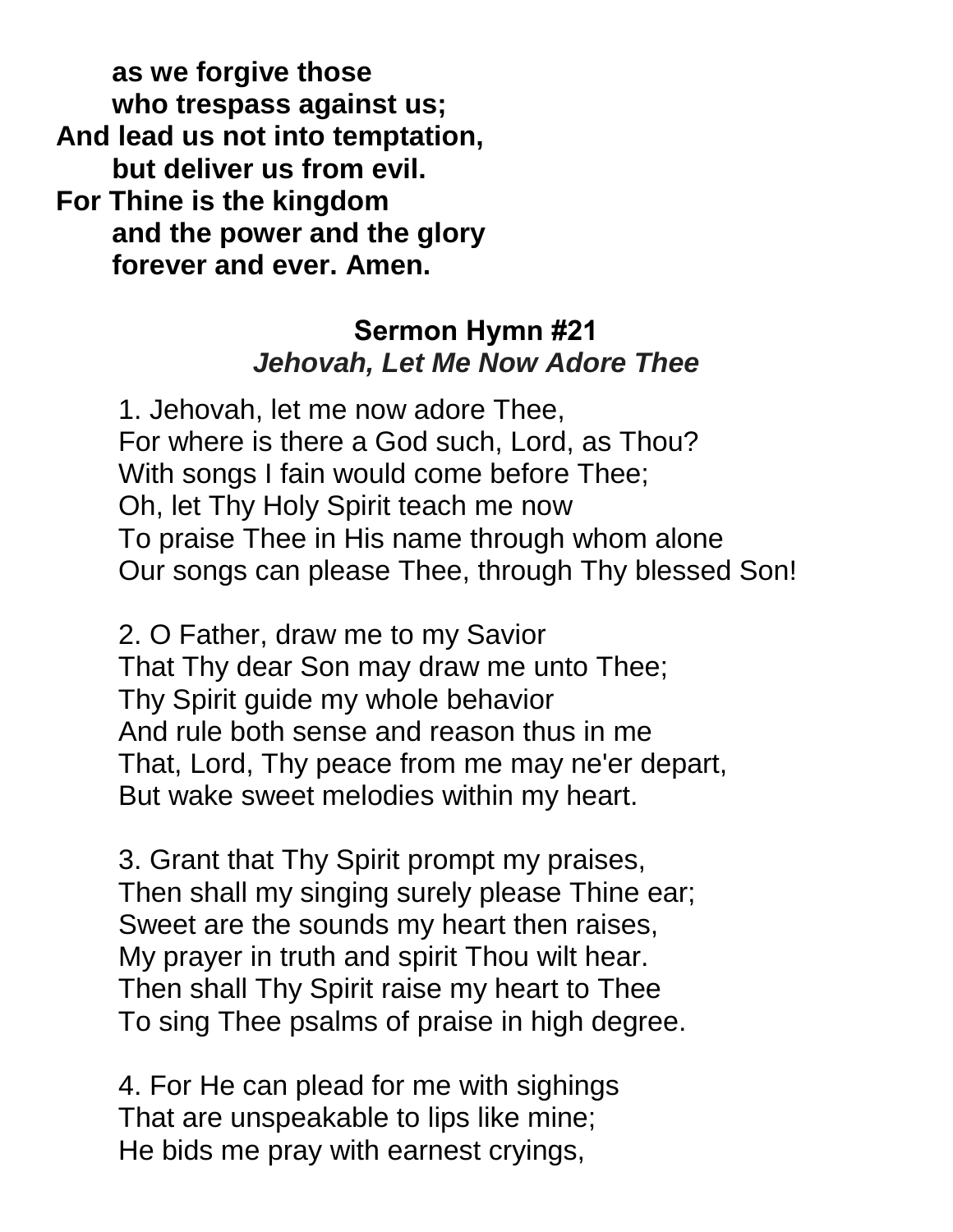**as we forgive those**
**who trespass against us;**
**And lead us not into temptation,**
**but deliver us from evil.**
**For Thine is the kingdom**
**and the power and the glory**
**forever and ever. Amen.**

## Sermon Hymn #21

***Jehovah, Let Me Now Adore Thee***

1. Jehovah, let me now adore Thee,
For where is there a God such, Lord, as Thou?
With songs I fain would come before Thee;
Oh, let Thy Holy Spirit teach me now
To praise Thee in His name through whom alone
Our songs can please Thee, through Thy blessed Son!

2. O Father, draw me to my Savior
That Thy dear Son may draw me unto Thee;
Thy Spirit guide my whole behavior
And rule both sense and reason thus in me
That, Lord, Thy peace from me may ne'er depart,
But wake sweet melodies within my heart.

3. Grant that Thy Spirit prompt my praises,
Then shall my singing surely please Thine ear;
Sweet are the sounds my heart then raises,
My prayer in truth and spirit Thou wilt hear.
Then shall Thy Spirit raise my heart to Thee
To sing Thee psalms of praise in high degree.

4. For He can plead for me with sighings
That are unspeakable to lips like mine;
He bids me pray with earnest cryings,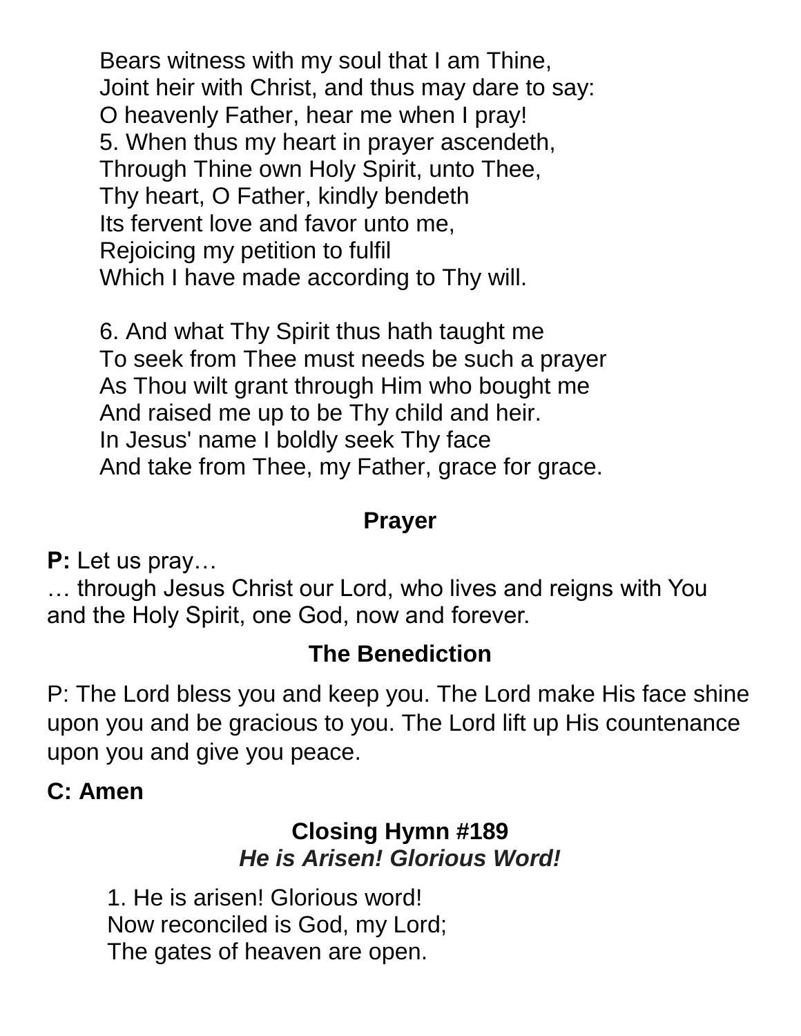Bears witness with my soul that I am Thine,
Joint heir with Christ, and thus may dare to say:
O heavenly Father, hear me when I pray!
5. When thus my heart in prayer ascendeth,
Through Thine own Holy Spirit, unto Thee,
Thy heart, O Father, kindly bendeth
Its fervent love and favor unto me,
Rejoicing my petition to fulfil
Which I have made according to Thy will.

6. And what Thy Spirit thus hath taught me
To seek from Thee must needs be such a prayer
As Thou wilt grant through Him who bought me
And raised me up to be Thy child and heir.
In Jesus' name I boldly seek Thy face
And take from Thee, my Father, grace for grace.

## Prayer

**P:** Let us pray…
… through Jesus Christ our Lord, who lives and reigns with You and the Holy Spirit, one God, now and forever.

## The Benediction

P: The Lord bless you and keep you. The Lord make His face shine upon you and be gracious to you. The Lord lift up His countenance upon you and give you peace.

**C: Amen**

## Closing Hymn #189
### *He is Arisen! Glorious Word!*

1. He is arisen! Glorious word!
Now reconciled is God, my Lord;
The gates of heaven are open.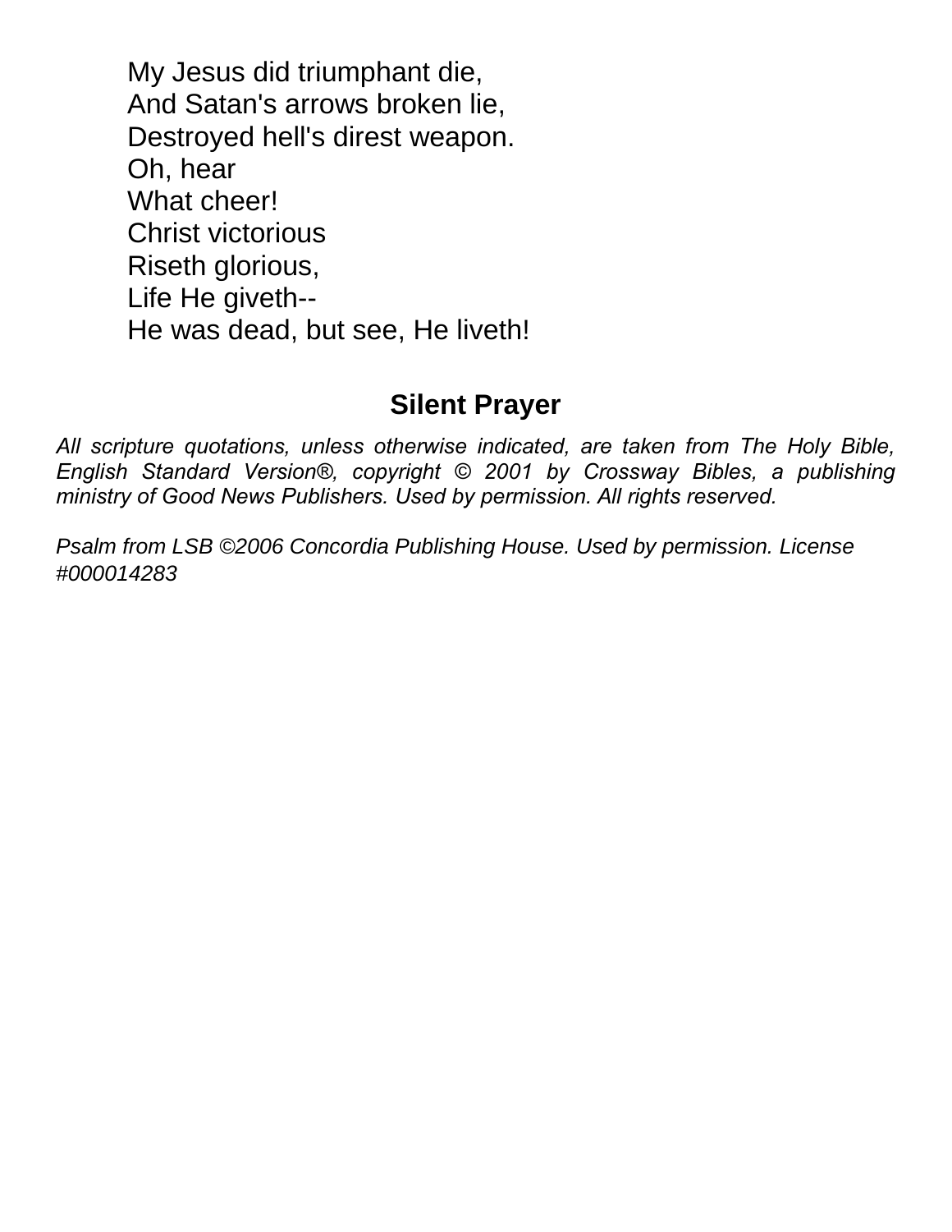My Jesus did triumphant die,  
And Satan's arrows broken lie,  
Destroyed hell's direst weapon.  
Oh, hear  
What cheer!  
Christ victorious  
Riseth glorious,  
Life He giveth--  
He was dead, but see, He liveth!

## Silent Prayer

*All scripture quotations, unless otherwise indicated, are taken from The Holy Bible, English Standard Version®, copyright © 2001 by Crossway Bibles, a publishing ministry of Good News Publishers. Used by permission. All rights reserved.*

*Psalm from LSB ©2006 Concordia Publishing House. Used by permission. License #000014283*